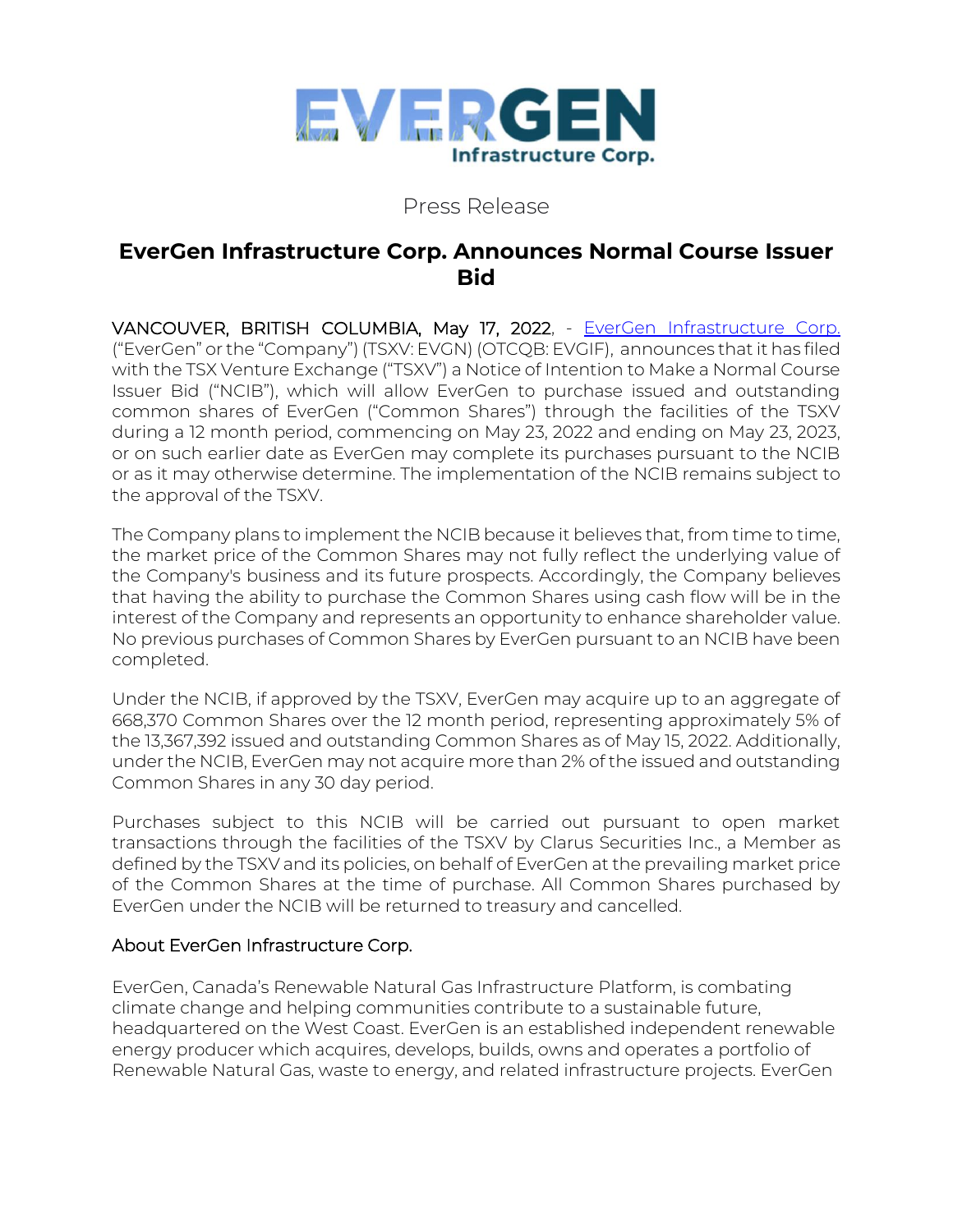EVERGEN Infrastructure Corp.

Press Release

# EverGen Infrastructure Corp. Announces Normal Course Issuer Bid

VANCOUVER, BRITISH COLUMBIA, May 17, 2022, - [EverGen Infrastructure Corp.](#) ("EverGen" or the "Company") (TSXV: EVGN) (OTCQB: EVGIF), announces that it has filed with the TSX Venture Exchange ("TSXV") a Notice of Intention to Make a Normal Course Issuer Bid ("NCIB"), which will allow EverGen to purchase issued and outstanding common shares of EverGen ("Common Shares") through the facilities of the TSXV during a 12 month period, commencing on May 23, 2022 and ending on May 23, 2023, or on such earlier date as EverGen may complete its purchases pursuant to the NCIB or as it may otherwise determine. The implementation of the NCIB remains subject to the approval of the TSXV.

The Company plans to implement the NCIB because it believes that, from time to time, the market price of the Common Shares may not fully reflect the underlying value of the Company's business and its future prospects. Accordingly, the Company believes that having the ability to purchase the Common Shares using cash flow will be in the interest of the Company and represents an opportunity to enhance shareholder value. No previous purchases of Common Shares by EverGen pursuant to an NCIB have been completed.

Under the NCIB, if approved by the TSXV, EverGen may acquire up to an aggregate of 668,370 Common Shares over the 12 month period, representing approximately 5% of the 13,367,392 issued and outstanding Common Shares as of May 15, 2022. Additionally, under the NCIB, EverGen may not acquire more than 2% of the issued and outstanding Common Shares in any 30 day period.

Purchases subject to this NCIB will be carried out pursuant to open market transactions through the facilities of the TSXV by Clarus Securities Inc., a Member as defined by the TSXV and its policies, on behalf of EverGen at the prevailing market price of the Common Shares at the time of purchase. All Common Shares purchased by EverGen under the NCIB will be returned to treasury and cancelled.

## About EverGen Infrastructure Corp.

EverGen, Canada's Renewable Natural Gas Infrastructure Platform, is combating climate change and helping communities contribute to a sustainable future, headquartered on the West Coast. EverGen is an established independent renewable energy producer which acquires, develops, builds, owns and operates a portfolio of Renewable Natural Gas, waste to energy, and related infrastructure projects. EverGen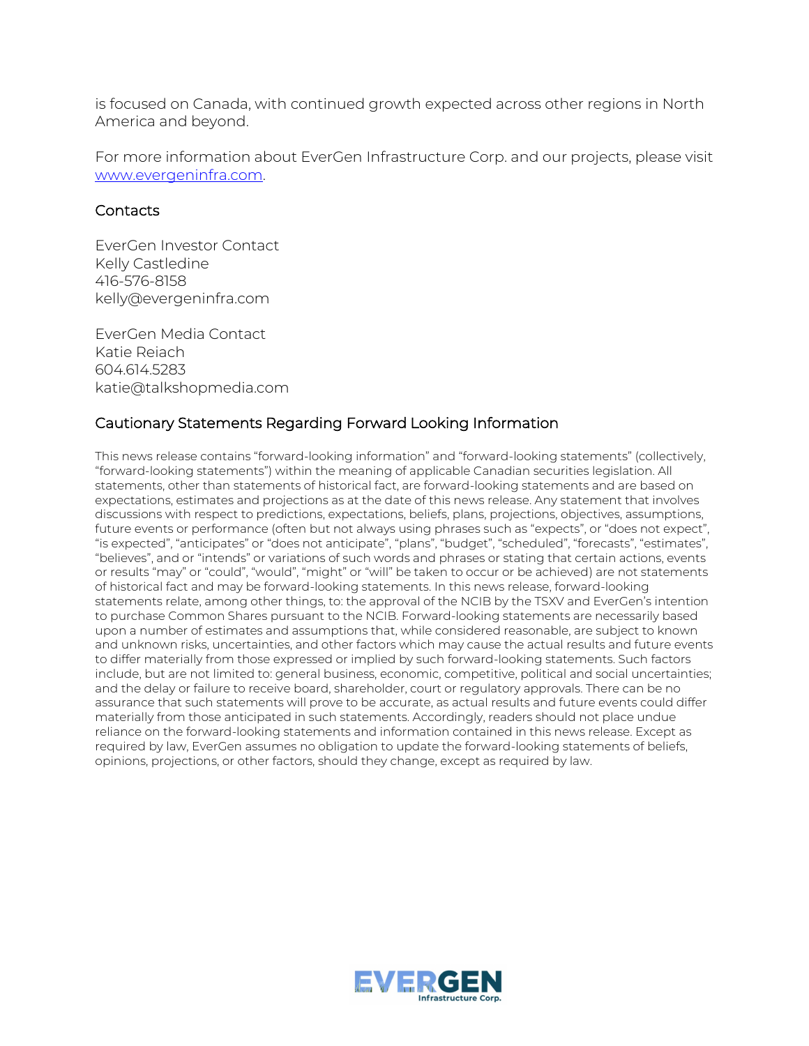is focused on Canada, with continued growth expected across other regions in North America and beyond.

For more information about EverGen Infrastructure Corp. and our projects, please visit [www.evergeninfra.com](http://www.evergeninfra.com).

## Contacts

EverGen Investor Contact
Kelly Castledine
416-576-8158
kelly@evergeninfra.com

EverGen Media Contact
Katie Reiach
604.614.5283
katie@talkshopmedia.com

## Cautionary Statements Regarding Forward Looking Information

This news release contains "forward-looking information" and "forward-looking statements" (collectively, "forward-looking statements") within the meaning of applicable Canadian securities legislation. All statements, other than statements of historical fact, are forward-looking statements and are based on expectations, estimates and projections as at the date of this news release. Any statement that involves discussions with respect to predictions, expectations, beliefs, plans, projections, objectives, assumptions, future events or performance (often but not always using phrases such as "expects", or "does not expect", "is expected", "anticipates" or "does not anticipate", "plans", "budget", "scheduled", "forecasts", "estimates", "believes", and or "intends" or variations of such words and phrases or stating that certain actions, events or results "may" or "could", "would", "might" or "will" be taken to occur or be achieved) are not statements of historical fact and may be forward-looking statements. In this news release, forward-looking statements relate, among other things, to: the approval of the NCIB by the TSXV and EverGen's intention to purchase Common Shares pursuant to the NCIB. Forward-looking statements are necessarily based upon a number of estimates and assumptions that, while considered reasonable, are subject to known and unknown risks, uncertainties, and other factors which may cause the actual results and future events to differ materially from those expressed or implied by such forward-looking statements. Such factors include, but are not limited to: general business, economic, competitive, political and social uncertainties; and the delay or failure to receive board, shareholder, court or regulatory approvals. There can be no assurance that such statements will prove to be accurate, as actual results and future events could differ materially from those anticipated in such statements. Accordingly, readers should not place undue reliance on the forward-looking statements and information contained in this news release. Except as required by law, EverGen assumes no obligation to update the forward-looking statements of beliefs, opinions, projections, or other factors, should they change, except as required by law.